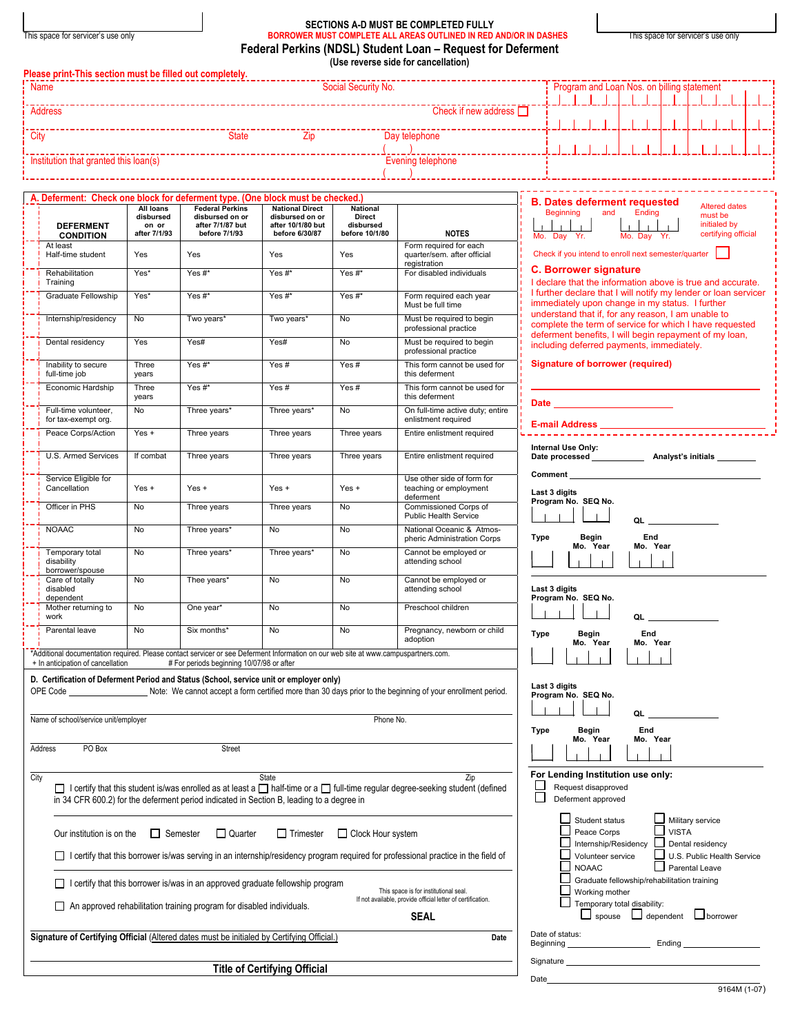This space for servicer's use only

**SECTIONS A-D MUST BE COMPLETED FULLY**

**BORROWER MUST COMPLETE ALL AREAS OUTLINED IN RED AND/OR IN DASHES**

This space for servicer's use only

# Federal Perkins (NDSL) Student Loan – Request for Deferment

**(Use reverse side for cancellation)**

**Please print-This section must be filled out completely.**

Name ________ Social Security No. ________ Program and Loan Nos. on billing statement

Address ________ Check if new address ☐

City ________ State ________ Zip ________ Day telephone ( )

Institution that granted this loan(s) ________ Evening telephone ( )

## A. Deferment: Check one block for deferment type. (One block must be checked.)

| DEFERMENT CONDITION | All loans disbursed on or after 7/1/93 | Federal Perkins disbursed on or after 7/1/87 but before 7/1/93 | National Direct disbursed on or after 10/1/80 but before 6/30/87 | National Direct disbursed before 10/1/80 | NOTES |
|---|---|---|---|---|---|
| At least Half-time student | Yes | Yes | Yes | Yes | Form required for each quarter/sem. after official registration |
| Rehabilitation Training | Yes* | Yes #* | Yes #* | Yes #* | For disabled individuals |
| Graduate Fellowship | Yes* | Yes #* | Yes #* | Yes #* | Form required each year Must be full time |
| Internship/residency | No | Two years* | Two years* | No | Must be required to begin professional practice |
| Dental residency | Yes | Yes# | Yes# | No | Must be required to begin professional practice |
| Inability to secure full-time job | Three years | Yes #* | Yes # | Yes # | This form cannot be used for this deferment |
| Economic Hardship | Three years | Yes #* | Yes # | Yes # | This form cannot be used for this deferment |
| Full-time volunteer, for tax-exempt org. | No | Three years* | Three years* | No | On full-time active duty; entire enlistment required |
| Peace Corps/Action | Yes + | Three years | Three years | Three years | Entire enlistment required |
| U.S. Armed Services | If combat | Three years | Three years | Three years | Entire enlistment required |
| Service Eligible for Cancellation | Yes + | Yes + | Yes + | Yes + | Use other side of form for teaching or employment deferment |
| Officer in PHS | No | Three years | Three years | No | Commissioned Corps of Public Health Service |
| NOAAC | No | Three years* | No | No | National Oceanic & Atmos-pheric Administration Corps |
| Temporary total disability borrower/spouse | No | Three years* | Three years* | No | Cannot be employed or attending school |
| Care of totally disabled dependent | No | Thee years* | No | No | Cannot be employed or attending school |
| Mother returning to work | No | One year* | No | No | Preschool children |
| Parental leave | No | Six months* | No | No | Pregnancy, newborn or child adoption |

*Additional documentation required. Please contact servicer or see Deferment Information on our web site at www.campuspartners.com.
+ In anticipation of cancellation # For periods beginning 10/07/98 or after

## B. Dates deferment requested

Beginning and Ending

Mo. Day Yr. Mo. Day Yr.

Altered dates must be initialed by certifying official

Check if you intend to enroll next semester/quarter ☐

## C. Borrower signature

I declare that the information above is true and accurate. I further declare that I will notify my lender or loan servicer immediately upon change in my status. I further understand that if, for any reason, I am unable to complete the term of service for which I have requested deferment benefits, I will begin repayment of my loan, including deferred payments, immediately.

**Signature of borrower (required)**

________________________

**Date** ________________

**E-mail Address** ________________

## D. Certification of Deferment Period and Status (School, service unit or employer only)

OPE Code ________ Note: We cannot accept a form certified more than 30 days prior to the beginning of your enrollment period.

Name of school/service unit/employer ________ Phone No. ________

Address PO Box ________ Street ________

City ________ State ________ Zip ________

☐ I certify that this student is/was enrolled as at least a ☐ half-time or a ☐ full-time regular degree-seeking student (defined in 34 CFR 600.2) for the deferment period indicated in Section B, leading to a degree in ________

Our institution is on the ☐ Semester ☐ Quarter ☐ Trimester ☐ Clock Hour system

☐ I certify that this borrower is/was serving in an internship/residency program required for professional practice in the field of ________

☐ I certify that this borrower is/was in an approved graduate fellowship program

☐ An approved rehabilitation training program for disabled individuals.

This space is for institutional seal. If not available, provide official letter of certification.

**SEAL**

**Signature of Certifying Official** (Altered dates must be initialed by Certifying Official.) ________ **Date** ________

**Title of Certifying Official**

**Internal Use Only:**

**Date processed** ________ **Analyst's initials** ________

**Comment** ________

**Last 3 digits Program No.** ________ **SEQ No.** ________ **QL** ________

**Type** ________ **Begin Mo. Year** ________ **End Mo. Year** ________

**Last 3 digits Program No.** ________ **SEQ No.** ________ **QL** ________

**Type** ________ **Begin Mo. Year** ________ **End Mo. Year** ________

**Last 3 digits Program No.** ________ **SEQ No.** ________ **QL** ________

**Type** ________ **Begin Mo. Year** ________ **End Mo. Year** ________

**For Lending Institution use only:**

☐ Request disapproved
☐ Deferment approved

☐ Student status ☐ Military service
☐ Peace Corps ☐ VISTA
☐ Internship/Residency ☐ Dental residency
☐ Volunteer service ☐ U.S. Public Health Service
☐ NOAAC ☐ Parental Leave
☐ Graduate fellowship/rehabilitation training
☐ Working mother
☐ Temporary total disability: ☐ spouse ☐ dependent ☐ borrower

Date of status:
Beginning ________ Ending ________

Signature ________

Date ________

9164M (1-07)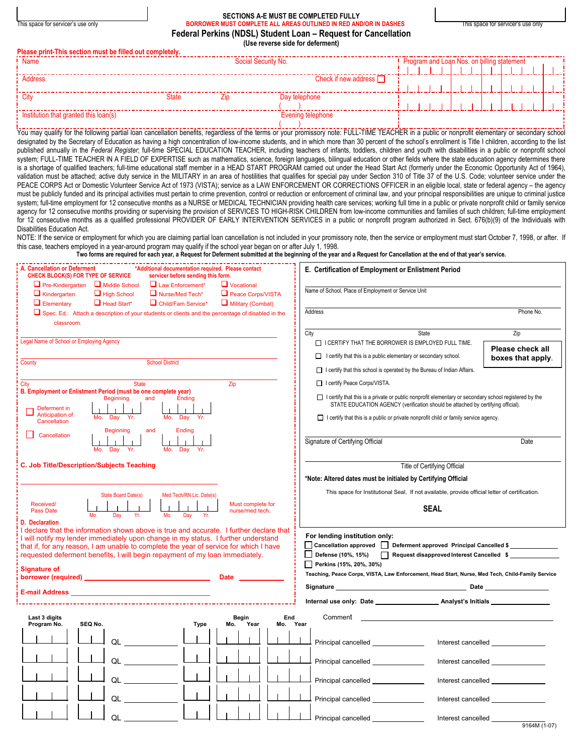This space for servicer's use only

**SECTIONS A-E MUST BE COMPLETED FULLY**

**BORROWER MUST COMPLETE ALL AREAS OUTLINED IN RED AND/OR IN DASHES**

This space for servicer's use only

# Federal Perkins (NDSL) Student Loan – Request for Cancellation

**(Use reverse side for deferment)**

**Please print-This section must be filled out completely.**

| | | | | |
|---|---|---|---|---|
| Name | | Social Security No. | | Program and Loan Nos. on billing statement |
| Address | | | Check if new address ☐ | |
| City | State | Zip | Day telephone ( ) | |
| Institution that granted this loan(s) | | | Evening telephone ( ) | |

You may qualify for the following partial loan cancellation benefits, regardless of the terms or your promissory note: FULL-TIME TEACHER in a public or nonprofit elementary or secondary school designated by the Secretary of Education as having a high concentration of low-income students, and in which more than 30 percent of the school's enrollment is Title I children, according to the list published annually in the *Federal Register*; full-time SPECIAL EDUCATION TEACHER, including teachers of infants, toddlers, children and youth with disabilities in a public or nonprofit school system; FULL-TIME TEACHER IN A FIELD OF EXPERTISE such as mathematics, science, foreign languages, bilingual education or other fields where the state education agency determines there is a shortage of qualified teachers; full-time educational staff member in a HEAD START PROGRAM carried out under the Head Start Act (formerly under the Economic Opportunity Act of 1964), validation must be attached; active duty service in the MILITARY in an area of hostilities that qualifies for special pay under Section 310 of Title 37 of the U.S. Code; volunteer service under the PEACE CORPS Act or Domestic Volunteer Service Act of 1973 (VISTA); service as a LAW ENFORCEMENT OR CORRECTIONS OFFICER in an eligible local, state or federal agency – the agency must be publicly funded and its principal activities must pertain to crime prevention, control or reduction or enforcement of criminal law, and your principal responsibilities are unique to criminal justice system; full-time employment for 12 consecutive months as a NURSE or MEDICAL TECHNICIAN providing health care services; working full time in a public or private nonprofit child or family service agency for 12 consecutive months providing or supervising the provision of SERVICES TO HIGH-RISK CHILDREN from low-income communities and families of such children; full-time employment for 12 consecutive months as a qualified professional PROVIDER OF EARLY INTERVENTION SERVICES in a public or nonprofit program authorized in Sect. 676(b)(9) of the Individuals with Disabilities Education Act.

NOTE: If the service or employment for which you are claiming partial loan cancellation is not included in your promissory note, then the service or employment must start October 7, 1998, or after. If this case, teachers employed in a year-around program may qualify if the school year began on or after July 1, 1998.

**Two forms are required for each year, a Request for Deferment submitted at the beginning of the year and a Request for Cancellation at the end of that year's service.**

## A. Cancellation or Deferment

**CHECK BLOCK(S) FOR TYPE OF SERVICE**

*Additional documentation required. Please contact servicer before sending this form.

- ☐ Pre-Kindergarten
- ☐ Kindergarten
- ☐ Elementary
- ☐ Middle School
- ☐ High School
- ☐ Head Start*
- ☐ Law Enforcement*
- ☐ Nurse/Med Tech*
- ☐ Child/Fam Service*
- ☐ Vocational
- ☐ Peace Corps/VISTA
- ☐ Military (Combat)
- ☐ Spec. Ed.: Attach a description of your students or clients and the percentage of disabled in the classroom.

Legal Name of School or Employing Agency

County School District

City State Zip

## B. Employment or Enlistment Period (must be one complete year)

☐ Deferment in Anticipation of Cancellation — Beginning (Mo. Day Yr.) and Ending (Mo. Day Yr.)

☐ Cancellation — Beginning (Mo. Day Yr.) and Ending (Mo. Day Yr.)

## C. Job Title/Description/Subjects Teaching

Received/ Pass Date — State Board Date(s) (Mo. Day Yr.) — Med Tech/RN Lic. Date(s) (Mo. Day Yr.) — Must complete for nurse/med tech.

## D. Declaration

I declare that the information shown above is true and accurate. I further declare that I will notify my lender immediately upon change in my status. I further understand that if, for any reason, I am unable to complete the year of service for which I have requested deferment benefits, I will begin repayment of my loan immediately.

**Signature of borrower (required)** ____________________ **Date** __________

**E-mail Address** ____________________

## E. Certification of Employment or Enlistment Period

Name of School, Place of Employment or Service Unit

Address Phone No.

City State Zip

**Please check all boxes that apply.**

- ☐ I CERTIFY THAT THE BORROWER IS EMPLOYED FULL TIME.
- ☐ I certify that this is a public elementary or secondary school.
- ☐ I certify that this school is operated by the Bureau of Indian Affairs.
- ☐ I certify Peace Corps/VISTA.
- ☐ I certify that this is a private or public nonprofit elementary or secondary school registered by the STATE EDUCATION AGENCY (verification should be attached by certifying official).
- ☐ I certify that this is a public or private nonprofit child or family service agency.

Signature of Certifying Official Date

Title of Certifying Official

**\*Note: Altered dates must be initialed by Certifying Official**

This space for Institutional Seal. If not available, provide official letter of certification.

**SEAL**

**For lending institution only:**

- ☐ **Cancellation approved**
- ☐ **Deferment approved**
- ☐ **Defense (10%, 15%)**
- ☐ **Request disapproved**
- ☐ **Perkins (15%, 20%, 30%)**

**Principal Cancelled $** __________

**Interest Cancelled $** __________

**Teaching, Peace Corps, VISTA, Law Enforcement, Head Start, Nurse, Med Tech, Child-Family Service**

**Signature** ____________________ **Date** __________

**Internal use only: Date** __________ **Analyst's Initials** __________

| Last 3 digits Program No. | SEQ No. | | Type | Begin Mo. Year | End Mo. Year | Comment | |
|---|---|---|---|---|---|---|---|
| | | QL | | | | Principal cancelled | Interest cancelled |
| | | QL | | | | Principal cancelled | Interest cancelled |
| | | QL | | | | Principal cancelled | Interest cancelled |
| | | QL | | | | Principal cancelled | Interest cancelled |
| | | QL | | | | Principal cancelled | Interest cancelled |

9164M (1-07)